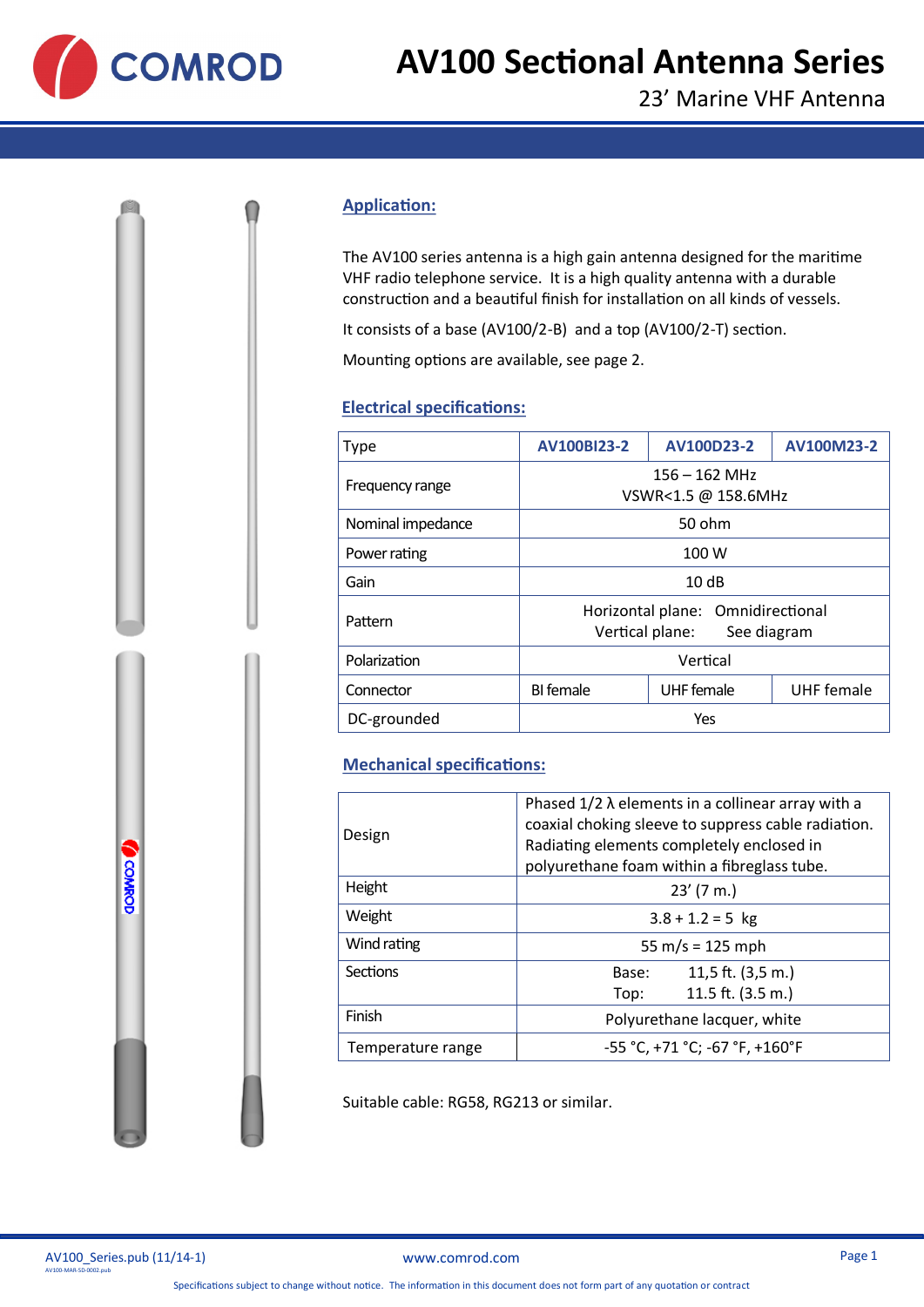# AV100 Sectional Antenna Series

## 23' Marine VHF Antenna

### Application:

The AV100 series antenna is a high gain antenna designed for the maritime VHF radio telephone service. It is a high quality antenna with a durable construction and a beautiful finish for installation on all kinds of vessels.

It consists of a base (AV100/2-B) and a top (AV100/2-T) section.

Mounting options are available, see page 2.

### Electrical specifications:

| Type | AV100BI23-2 | AV100D23-2 | AV100M23-2 |
|---|---|---|---|
| Frequency range | 156 – 162 MHz<br>VSWR<1.5 @ 158.6MHz | | |
| Nominal impedance | 50 ohm | | |
| Power rating | 100 W | | |
| Gain | 10 dB | | |
| Pattern | Horizontal plane: Omnidirectional<br>Vertical plane: See diagram | | |
| Polarization | Vertical | | |
| Connector | BI female | UHF female | UHF female |
| DC-grounded | Yes | | |

### Mechanical specifications:

| | |
|---|---|
| Design | Phased 1/2 λ elements in a collinear array with a coaxial choking sleeve to suppress cable radiation. Radiating elements completely enclosed in polyurethane foam within a fibreglass tube. |
| Height | 23' (7 m.) |
| Weight | 3.8 + 1.2 = 5 kg |
| Wind rating | 55 m/s = 125 mph |
| Sections | Base: 11,5 ft. (3,5 m.)<br>Top: 11.5 ft. (3.5 m.) |
| Finish | Polyurethane lacquer, white |
| Temperature range | -55 °C, +71 °C; -67 °F, +160°F |

Suitable cable: RG58, RG213 or similar.

AV100_Series.pub (11/14-1)
AV100-MAR-SD-0002.pub

www.comrod.com

Specifications subject to change without notice. The information in this document does not form part of any quotation or contract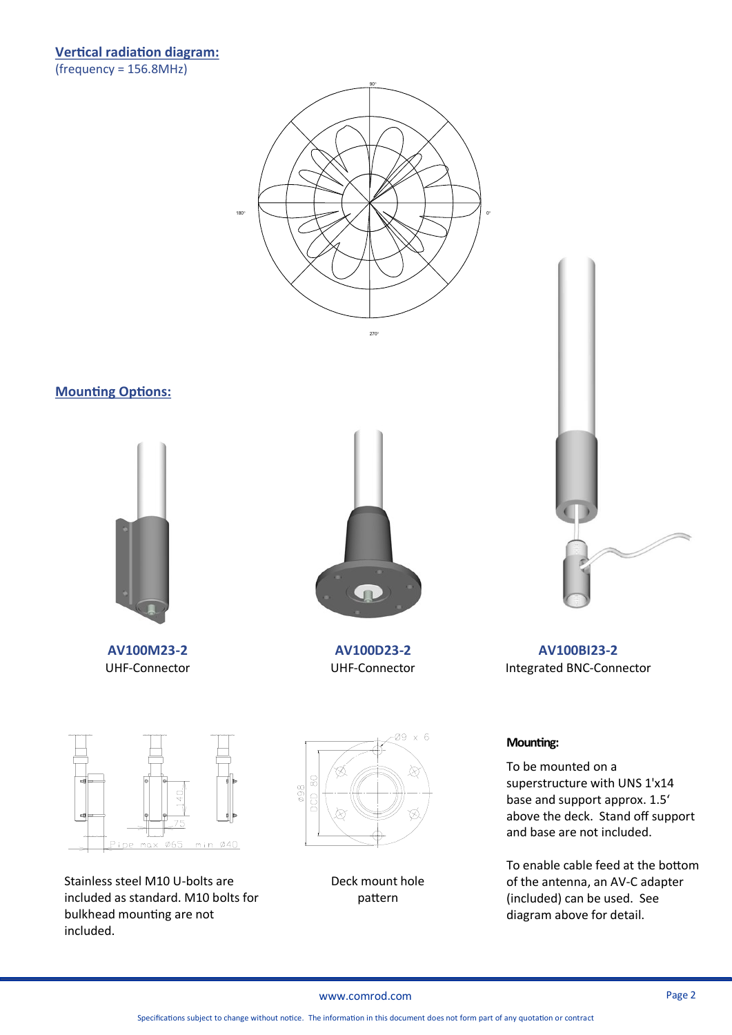## Vertical radiation diagram:

(frequency = 156.8MHz)

90°

180°

0°

270°

## Mounting Options:

**AV100M23-2**
UHF-Connector

**AV100D23-2**
UHF-Connector

**AV100BI23-2**
Integrated BNC-Connector

140

75

Pipe max Ø65 min Ø40

Stainless steel M10 U-bolts are included as standard. M10 bolts for bulkhead mounting are not included.

Ø9 x 6

Ø98

OCD 80

Deck mount hole pattern

**Mounting:**

To be mounted on a superstructure with UNS 1'x14 base and support approx. 1.5' above the deck. Stand off support and base are not included.

To enable cable feed at the bottom of the antenna, an AV-C adapter (included) can be used. See diagram above for detail.

www.comrod.com

Specifications subject to change without notice. The information in this document does not form part of any quotation or contract